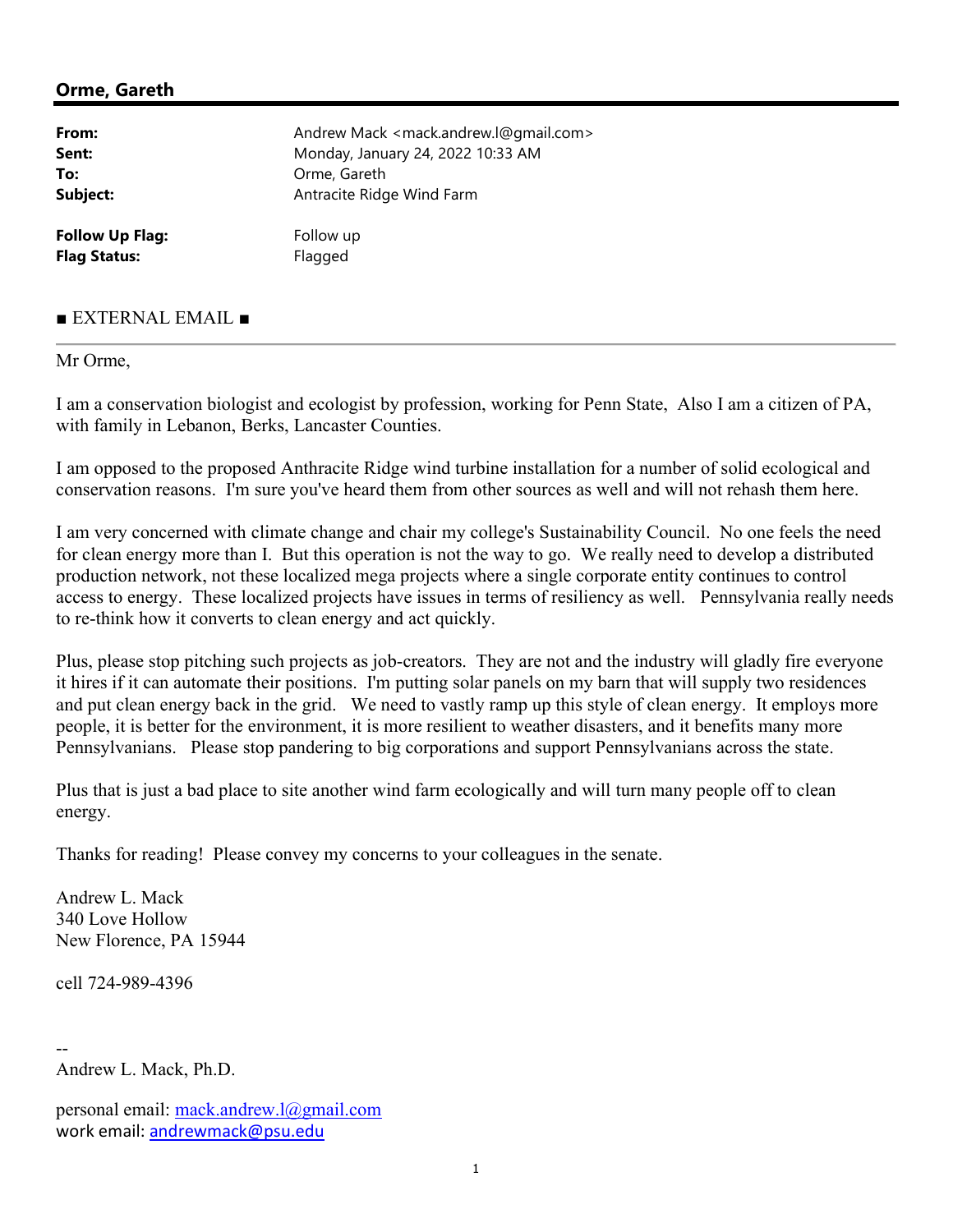## Orme, Gareth

| | |
|---|---|
| **From:** | Andrew Mack <mack.andrew.l@gmail.com> |
| **Sent:** | Monday, January 24, 2022 10:33 AM |
| **To:** | Orme, Gareth |
| **Subject:** | Antracite Ridge Wind Farm |
| | |
| **Follow Up Flag:** | Follow up |
| **Flag Status:** | Flagged |

■ EXTERNAL EMAIL ■

---

Mr Orme,

I am a conservation biologist and ecologist by profession, working for Penn State, Also I am a citizen of PA, with family in Lebanon, Berks, Lancaster Counties.

I am opposed to the proposed Anthracite Ridge wind turbine installation for a number of solid ecological and conservation reasons. I'm sure you've heard them from other sources as well and will not rehash them here.

I am very concerned with climate change and chair my college's Sustainability Council. No one feels the need for clean energy more than I. But this operation is not the way to go. We really need to develop a distributed production network, not these localized mega projects where a single corporate entity continues to control access to energy. These localized projects have issues in terms of resiliency as well. Pennsylvania really needs to re-think how it converts to clean energy and act quickly.

Plus, please stop pitching such projects as job-creators. They are not and the industry will gladly fire everyone it hires if it can automate their positions. I'm putting solar panels on my barn that will supply two residences and put clean energy back in the grid. We need to vastly ramp up this style of clean energy. It employs more people, it is better for the environment, it is more resilient to weather disasters, and it benefits many more Pennsylvanians. Please stop pandering to big corporations and support Pennsylvanians across the state.

Plus that is just a bad place to site another wind farm ecologically and will turn many people off to clean energy.

Thanks for reading! Please convey my concerns to your colleagues in the senate.

Andrew L. Mack  
340 Love Hollow  
New Florence, PA 15944

cell 724-989-4396

--  
Andrew L. Mack, Ph.D.

personal email: mack.andrew.l@gmail.com  
work email: andrewmack@psu.edu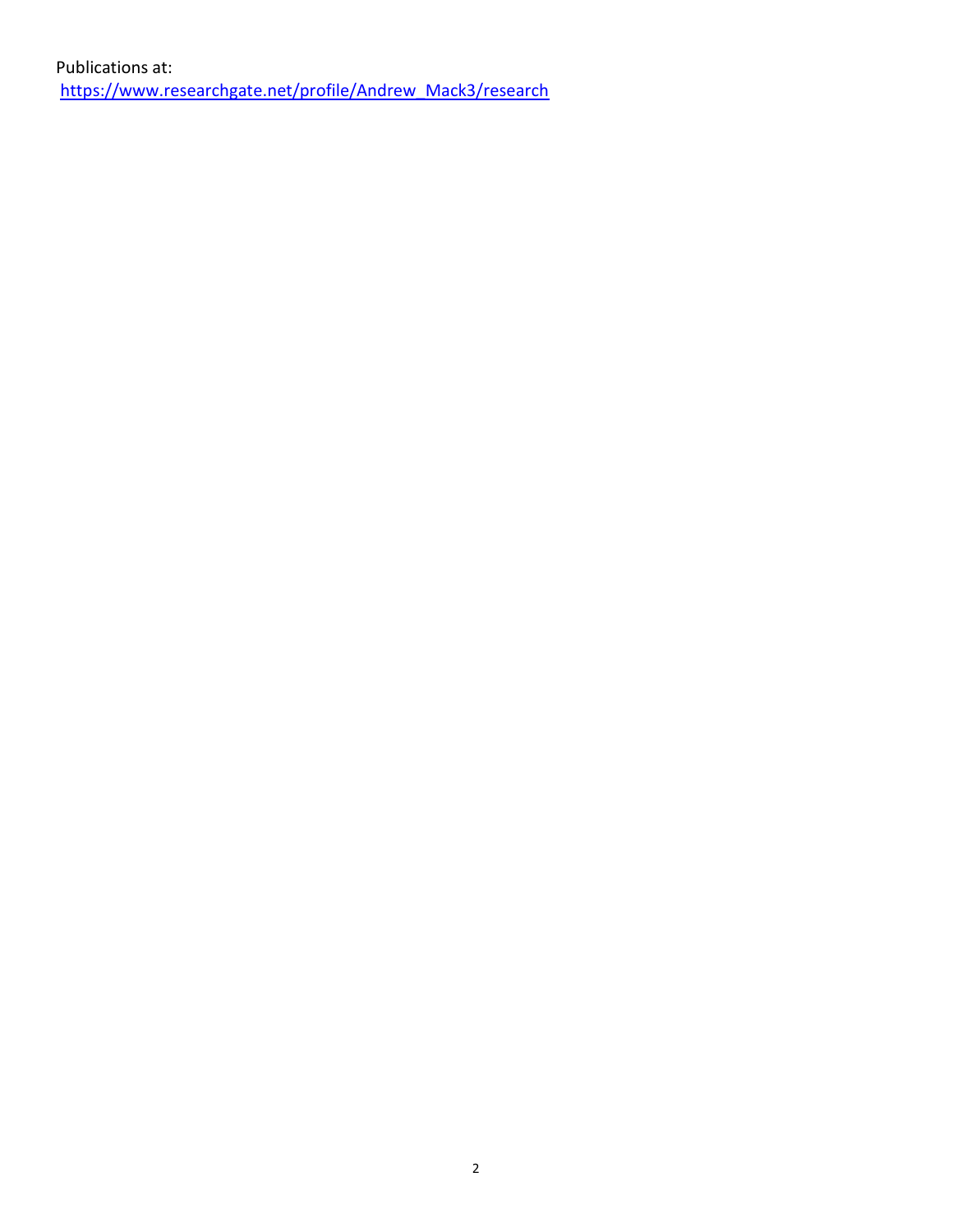Publications at:
[https://www.researchgate.net/profile/Andrew_Mack3/research](https://www.researchgate.net/profile/Andrew_Mack3/research)